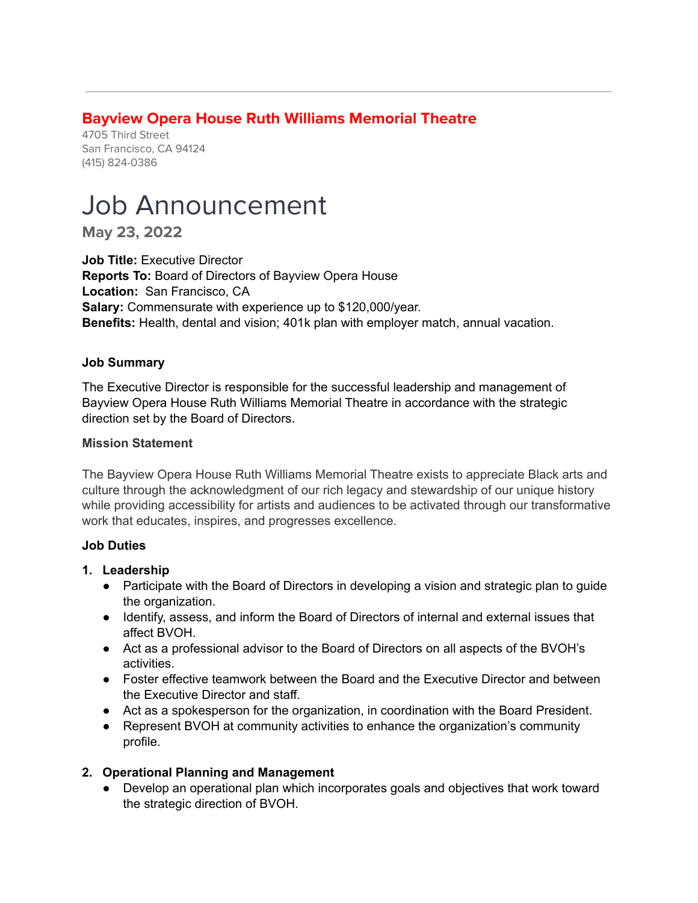## Bayview Opera House Ruth Williams Memorial Theatre

4705 Third Street
San Francisco, CA 94124
(415) 824-0386

# Job Announcement

### May 23, 2022

**Job Title:** Executive Director
**Reports To:** Board of Directors of Bayview Opera House
**Location:** San Francisco, CA
**Salary:** Commensurate with experience up to $120,000/year.
**Benefits:** Health, dental and vision; 401k plan with employer match, annual vacation.

**Job Summary**

The Executive Director is responsible for the successful leadership and management of Bayview Opera House Ruth Williams Memorial Theatre in accordance with the strategic direction set by the Board of Directors.

**Mission Statement**

The Bayview Opera House Ruth Williams Memorial Theatre exists to appreciate Black arts and culture through the acknowledgment of our rich legacy and stewardship of our unique history while providing accessibility for artists and audiences to be activated through our transformative work that educates, inspires, and progresses excellence.

**Job Duties**

1. **Leadership**
   - Participate with the Board of Directors in developing a vision and strategic plan to guide the organization.
   - Identify, assess, and inform the Board of Directors of internal and external issues that affect BVOH.
   - Act as a professional advisor to the Board of Directors on all aspects of the BVOH's activities.
   - Foster effective teamwork between the Board and the Executive Director and between the Executive Director and staff.
   - Act as a spokesperson for the organization, in coordination with the Board President.
   - Represent BVOH at community activities to enhance the organization's community profile.

2. **Operational Planning and Management**
   - Develop an operational plan which incorporates goals and objectives that work toward the strategic direction of BVOH.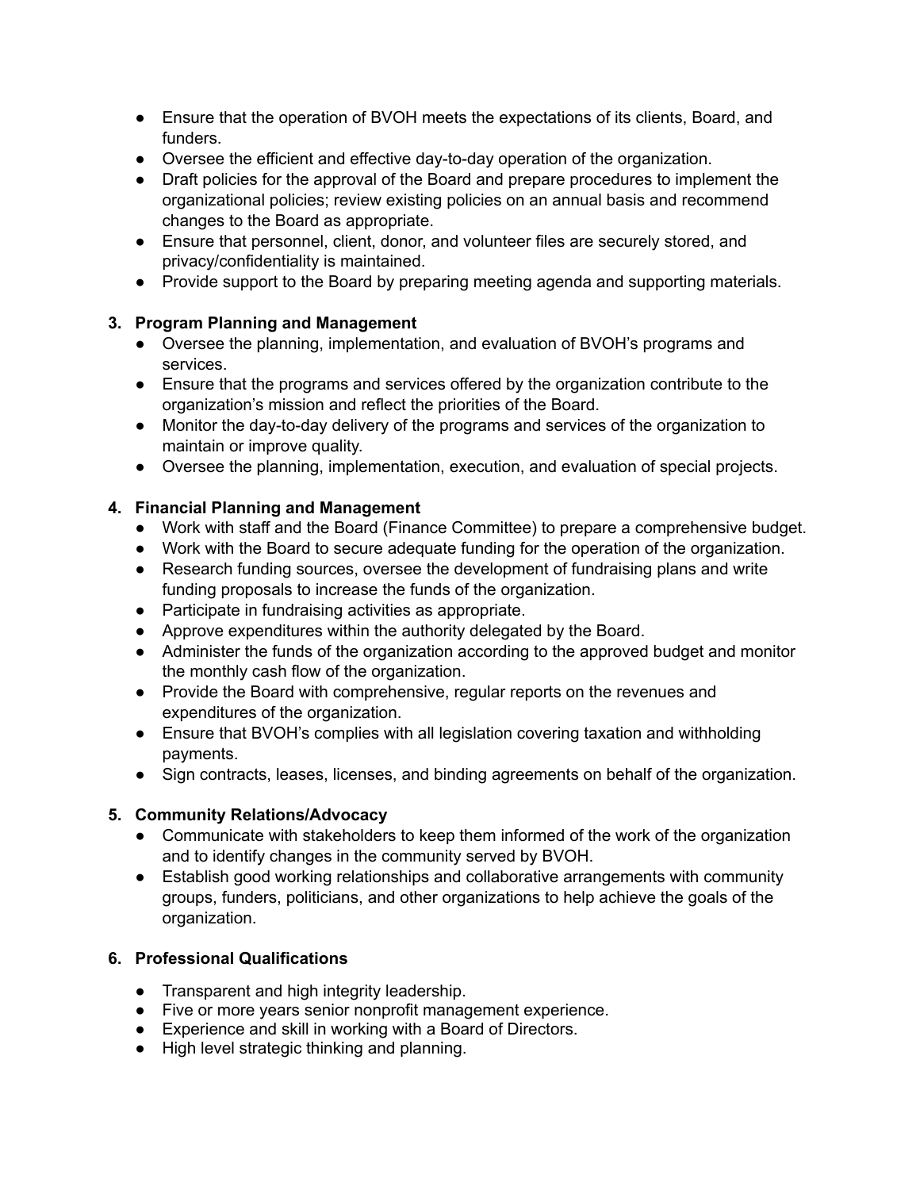- Ensure that the operation of BVOH meets the expectations of its clients, Board, and funders.
- Oversee the efficient and effective day-to-day operation of the organization.
- Draft policies for the approval of the Board and prepare procedures to implement the organizational policies; review existing policies on an annual basis and recommend changes to the Board as appropriate.
- Ensure that personnel, client, donor, and volunteer files are securely stored, and privacy/confidentiality is maintained.
- Provide support to the Board by preparing meeting agenda and supporting materials.

3. **Program Planning and Management**
    - Oversee the planning, implementation, and evaluation of BVOH's programs and services.
    - Ensure that the programs and services offered by the organization contribute to the organization's mission and reflect the priorities of the Board.
    - Monitor the day-to-day delivery of the programs and services of the organization to maintain or improve quality.
    - Oversee the planning, implementation, execution, and evaluation of special projects.

4. **Financial Planning and Management**
    - Work with staff and the Board (Finance Committee) to prepare a comprehensive budget.
    - Work with the Board to secure adequate funding for the operation of the organization.
    - Research funding sources, oversee the development of fundraising plans and write funding proposals to increase the funds of the organization.
    - Participate in fundraising activities as appropriate.
    - Approve expenditures within the authority delegated by the Board.
    - Administer the funds of the organization according to the approved budget and monitor the monthly cash flow of the organization.
    - Provide the Board with comprehensive, regular reports on the revenues and expenditures of the organization.
    - Ensure that BVOH's complies with all legislation covering taxation and withholding payments.
    - Sign contracts, leases, licenses, and binding agreements on behalf of the organization.

5. **Community Relations/Advocacy**
    - Communicate with stakeholders to keep them informed of the work of the organization and to identify changes in the community served by BVOH.
    - Establish good working relationships and collaborative arrangements with community groups, funders, politicians, and other organizations to help achieve the goals of the organization.

6. **Professional Qualifications**
    - Transparent and high integrity leadership.
    - Five or more years senior nonprofit management experience.
    - Experience and skill in working with a Board of Directors.
    - High level strategic thinking and planning.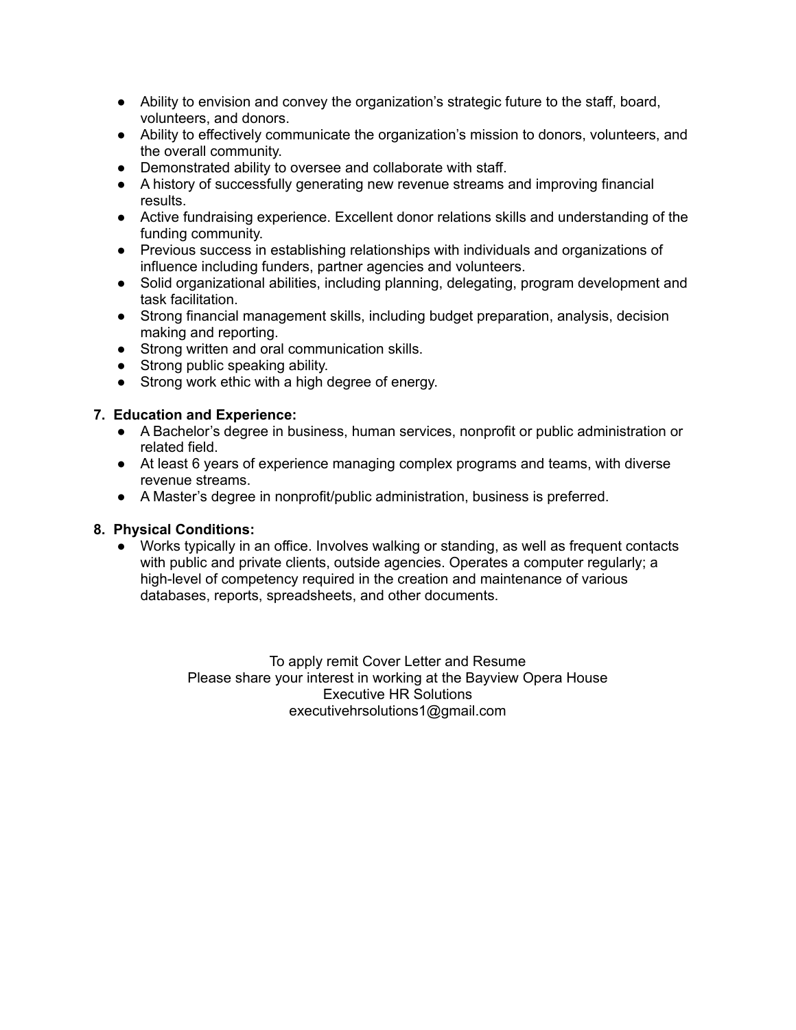- Ability to envision and convey the organization's strategic future to the staff, board, volunteers, and donors.
- Ability to effectively communicate the organization's mission to donors, volunteers, and the overall community.
- Demonstrated ability to oversee and collaborate with staff.
- A history of successfully generating new revenue streams and improving financial results.
- Active fundraising experience. Excellent donor relations skills and understanding of the funding community.
- Previous success in establishing relationships with individuals and organizations of influence including funders, partner agencies and volunteers.
- Solid organizational abilities, including planning, delegating, program development and task facilitation.
- Strong financial management skills, including budget preparation, analysis, decision making and reporting.
- Strong written and oral communication skills.
- Strong public speaking ability.
- Strong work ethic with a high degree of energy.

7. **Education and Experience:**
   - A Bachelor's degree in business, human services, nonprofit or public administration or related field.
   - At least 6 years of experience managing complex programs and teams, with diverse revenue streams.
   - A Master's degree in nonprofit/public administration, business is preferred.

8. **Physical Conditions:**
   - Works typically in an office. Involves walking or standing, as well as frequent contacts with public and private clients, outside agencies. Operates a computer regularly; a high-level of competency required in the creation and maintenance of various databases, reports, spreadsheets, and other documents.

To apply remit Cover Letter and Resume
Please share your interest in working at the Bayview Opera House
Executive HR Solutions
executivehrsolutions1@gmail.com